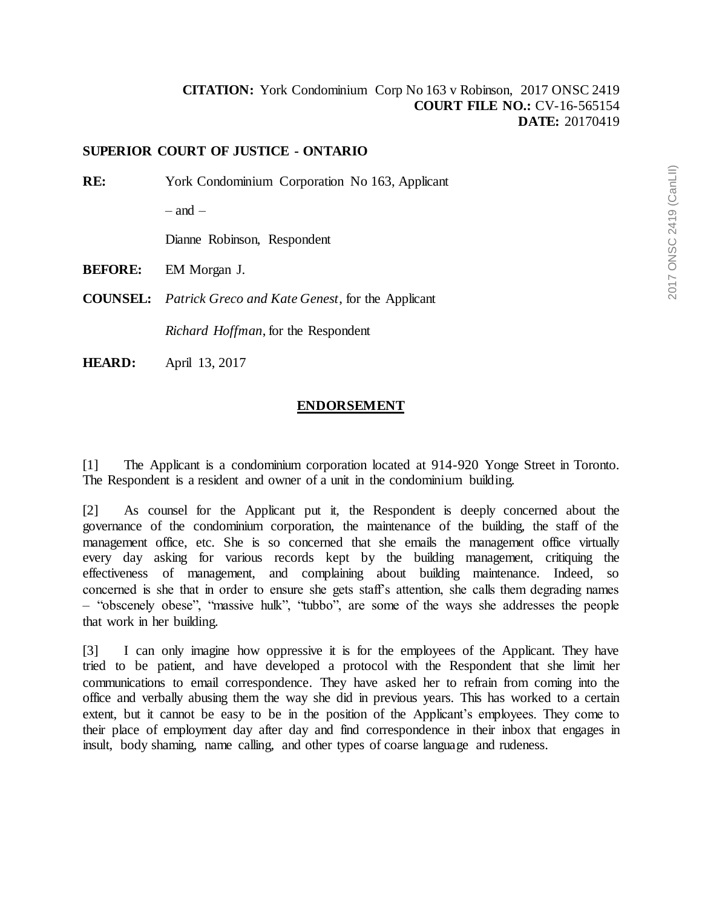**CITATION:** York Condominium Corp No 163 v Robinson, 2017 ONSC 2419
**COURT FILE NO.:** CV-16-565154
**DATE:** 20170419

**SUPERIOR COURT OF JUSTICE - ONTARIO**

**RE:** York Condominium Corporation No 163, Applicant

– and –

Dianne Robinson, Respondent

**BEFORE:** EM Morgan J.

**COUNSEL:** *Patrick Greco and Kate Genest*, for the Applicant

*Richard Hoffman*, for the Respondent

**HEARD:** April 13, 2017

## ENDORSEMENT

[1] The Applicant is a condominium corporation located at 914-920 Yonge Street in Toronto. The Respondent is a resident and owner of a unit in the condominium building.

[2] As counsel for the Applicant put it, the Respondent is deeply concerned about the governance of the condominium corporation, the maintenance of the building, the staff of the management office, etc. She is so concerned that she emails the management office virtually every day asking for various records kept by the building management, critiquing the effectiveness of management, and complaining about building maintenance. Indeed, so concerned is she that in order to ensure she gets staff's attention, she calls them degrading names – "obscenely obese", "massive hulk", "tubbo", are some of the ways she addresses the people that work in her building.

[3] I can only imagine how oppressive it is for the employees of the Applicant. They have tried to be patient, and have developed a protocol with the Respondent that she limit her communications to email correspondence. They have asked her to refrain from coming into the office and verbally abusing them the way she did in previous years. This has worked to a certain extent, but it cannot be easy to be in the position of the Applicant's employees. They come to their place of employment day after day and find correspondence in their inbox that engages in insult, body shaming, name calling, and other types of coarse language and rudeness.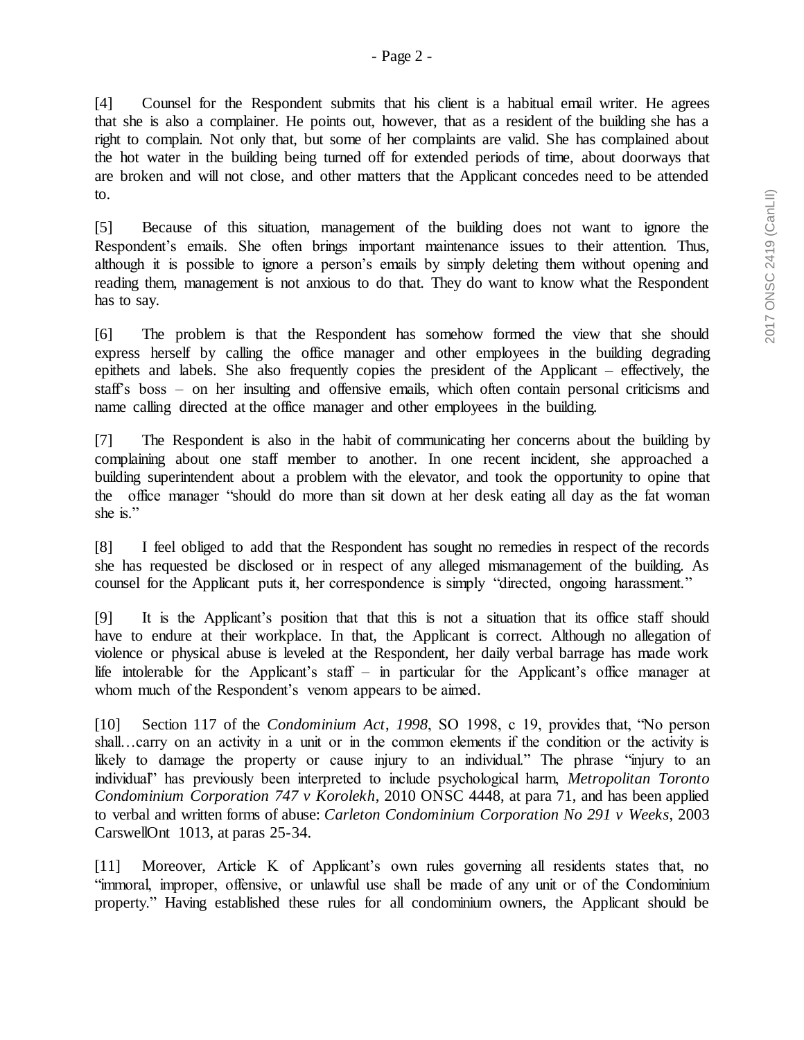[4] Counsel for the Respondent submits that his client is a habitual email writer. He agrees that she is also a complainer. He points out, however, that as a resident of the building she has a right to complain. Not only that, but some of her complaints are valid. She has complained about the hot water in the building being turned off for extended periods of time, about doorways that are broken and will not close, and other matters that the Applicant concedes need to be attended to.

[5] Because of this situation, management of the building does not want to ignore the Respondent's emails. She often brings important maintenance issues to their attention. Thus, although it is possible to ignore a person's emails by simply deleting them without opening and reading them, management is not anxious to do that. They do want to know what the Respondent has to say.

[6] The problem is that the Respondent has somehow formed the view that she should express herself by calling the office manager and other employees in the building degrading epithets and labels. She also frequently copies the president of the Applicant – effectively, the staff's boss – on her insulting and offensive emails, which often contain personal criticisms and name calling directed at the office manager and other employees in the building.

[7] The Respondent is also in the habit of communicating her concerns about the building by complaining about one staff member to another. In one recent incident, she approached a building superintendent about a problem with the elevator, and took the opportunity to opine that the office manager "should do more than sit down at her desk eating all day as the fat woman she is."

[8] I feel obliged to add that the Respondent has sought no remedies in respect of the records she has requested be disclosed or in respect of any alleged mismanagement of the building. As counsel for the Applicant puts it, her correspondence is simply "directed, ongoing harassment."

[9] It is the Applicant's position that that this is not a situation that its office staff should have to endure at their workplace. In that, the Applicant is correct. Although no allegation of violence or physical abuse is leveled at the Respondent, her daily verbal barrage has made work life intolerable for the Applicant's staff – in particular for the Applicant's office manager at whom much of the Respondent's venom appears to be aimed.

[10] Section 117 of the *Condominium Act, 1998*, SO 1998, c 19, provides that, "No person shall…carry on an activity in a unit or in the common elements if the condition or the activity is likely to damage the property or cause injury to an individual." The phrase "injury to an individual" has previously been interpreted to include psychological harm, *Metropolitan Toronto Condominium Corporation 747 v Korolekh*, 2010 ONSC 4448, at para 71, and has been applied to verbal and written forms of abuse: *Carleton Condominium Corporation No 291 v Weeks*, 2003 CarswellOnt 1013, at paras 25-34.

[11] Moreover, Article K of Applicant's own rules governing all residents states that, no "immoral, improper, offensive, or unlawful use shall be made of any unit or of the Condominium property." Having established these rules for all condominium owners, the Applicant should be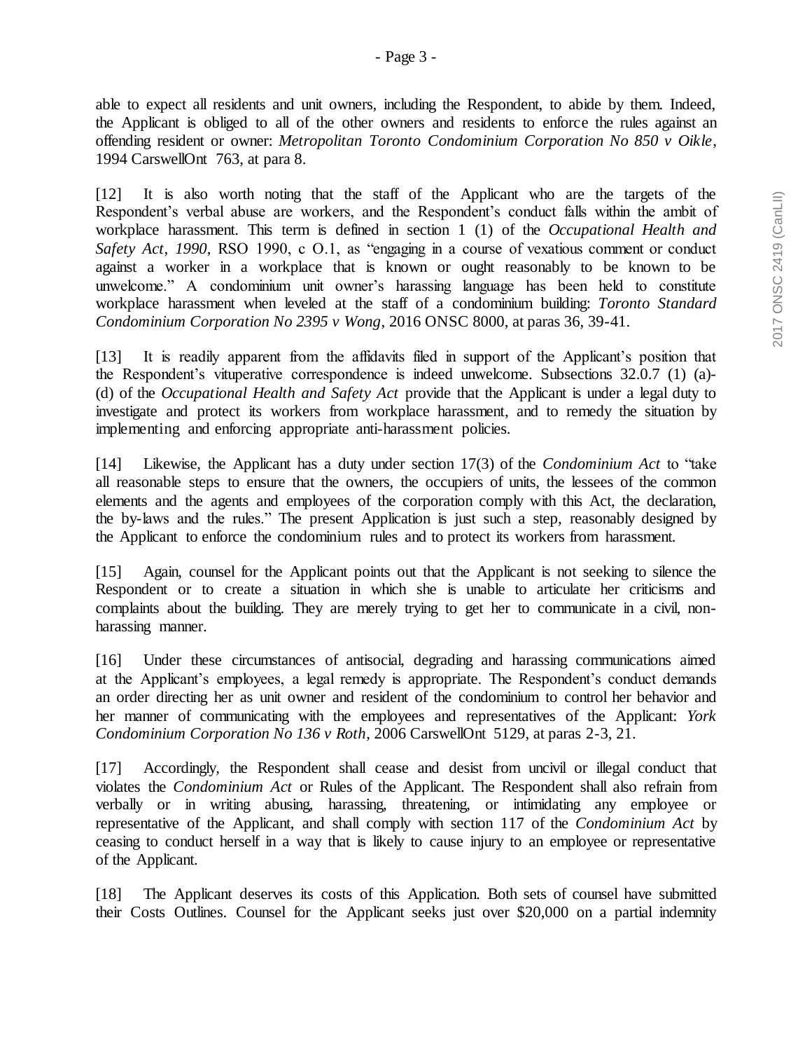able to expect all residents and unit owners, including the Respondent, to abide by them. Indeed, the Applicant is obliged to all of the other owners and residents to enforce the rules against an offending resident or owner: *Metropolitan Toronto Condominium Corporation No 850 v Oikle*, 1994 CarswellOnt 763, at para 8.

[12] It is also worth noting that the staff of the Applicant who are the targets of the Respondent's verbal abuse are workers, and the Respondent's conduct falls within the ambit of workplace harassment. This term is defined in section 1 (1) of the *Occupational Health and Safety Act, 1990*, RSO 1990, c O.1, as "engaging in a course of vexatious comment or conduct against a worker in a workplace that is known or ought reasonably to be known to be unwelcome." A condominium unit owner's harassing language has been held to constitute workplace harassment when leveled at the staff of a condominium building: *Toronto Standard Condominium Corporation No 2395 v Wong*, 2016 ONSC 8000, at paras 36, 39-41.

[13] It is readily apparent from the affidavits filed in support of the Applicant's position that the Respondent's vituperative correspondence is indeed unwelcome. Subsections 32.0.7 (1) (a)-(d) of the *Occupational Health and Safety Act* provide that the Applicant is under a legal duty to investigate and protect its workers from workplace harassment, and to remedy the situation by implementing and enforcing appropriate anti-harassment policies.

[14] Likewise, the Applicant has a duty under section 17(3) of the *Condominium Act* to "take all reasonable steps to ensure that the owners, the occupiers of units, the lessees of the common elements and the agents and employees of the corporation comply with this Act, the declaration, the by-laws and the rules." The present Application is just such a step, reasonably designed by the Applicant to enforce the condominium rules and to protect its workers from harassment.

[15] Again, counsel for the Applicant points out that the Applicant is not seeking to silence the Respondent or to create a situation in which she is unable to articulate her criticisms and complaints about the building. They are merely trying to get her to communicate in a civil, non-harassing manner.

[16] Under these circumstances of antisocial, degrading and harassing communications aimed at the Applicant's employees, a legal remedy is appropriate. The Respondent's conduct demands an order directing her as unit owner and resident of the condominium to control her behavior and her manner of communicating with the employees and representatives of the Applicant: *York Condominium Corporation No 136 v Roth*, 2006 CarswellOnt 5129, at paras 2-3, 21.

[17] Accordingly, the Respondent shall cease and desist from uncivil or illegal conduct that violates the *Condominium Act* or Rules of the Applicant. The Respondent shall also refrain from verbally or in writing abusing, harassing, threatening, or intimidating any employee or representative of the Applicant, and shall comply with section 117 of the *Condominium Act* by ceasing to conduct herself in a way that is likely to cause injury to an employee or representative of the Applicant.

[18] The Applicant deserves its costs of this Application. Both sets of counsel have submitted their Costs Outlines. Counsel for the Applicant seeks just over $20,000 on a partial indemnity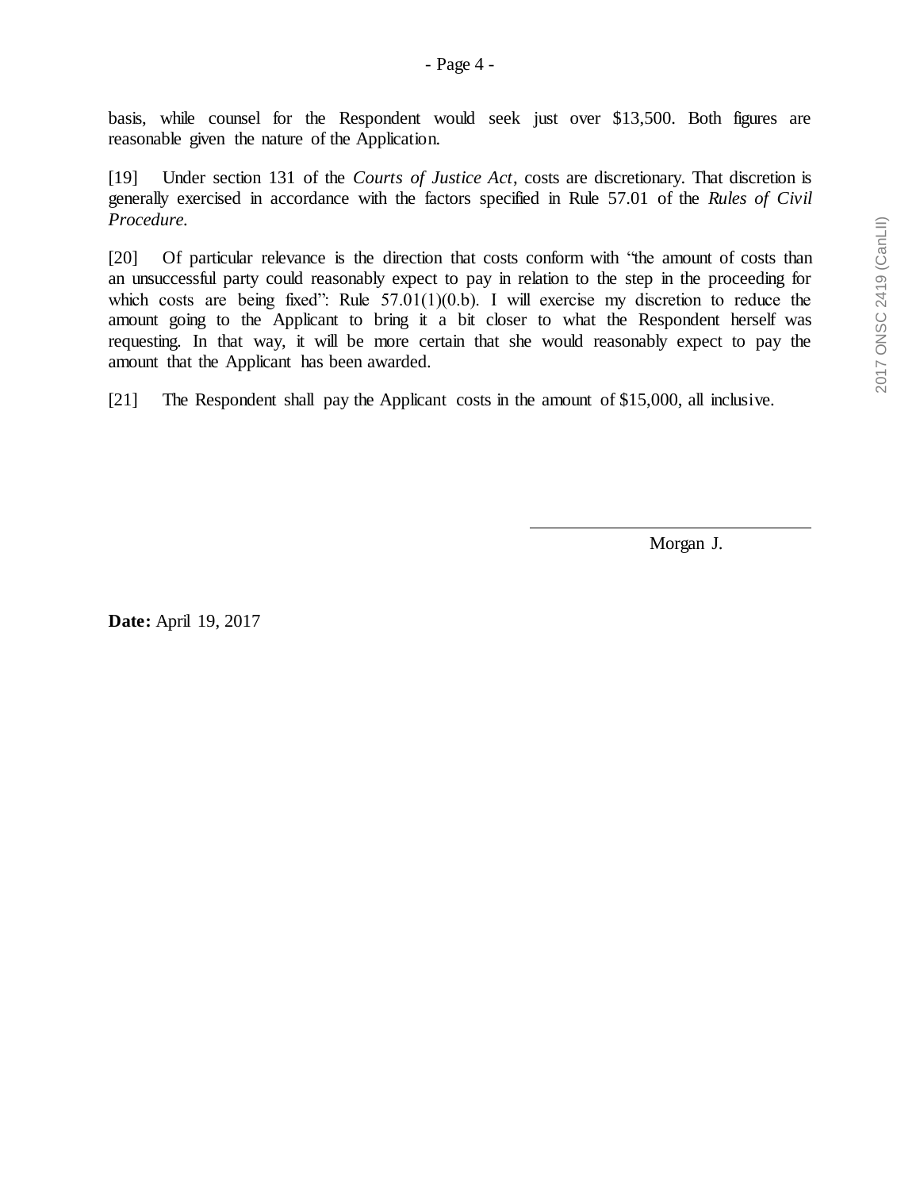basis, while counsel for the Respondent would seek just over $13,500. Both figures are reasonable given the nature of the Application.

[19] Under section 131 of the *Courts of Justice Act*, costs are discretionary. That discretion is generally exercised in accordance with the factors specified in Rule 57.01 of the *Rules of Civil Procedure.*

[20] Of particular relevance is the direction that costs conform with "the amount of costs than an unsuccessful party could reasonably expect to pay in relation to the step in the proceeding for which costs are being fixed": Rule 57.01(1)(0.b). I will exercise my discretion to reduce the amount going to the Applicant to bring it a bit closer to what the Respondent herself was requesting. In that way, it will be more certain that she would reasonably expect to pay the amount that the Applicant has been awarded.

[21] The Respondent shall pay the Applicant costs in the amount of $15,000, all inclusive.

Morgan J.

**Date:** April 19, 2017